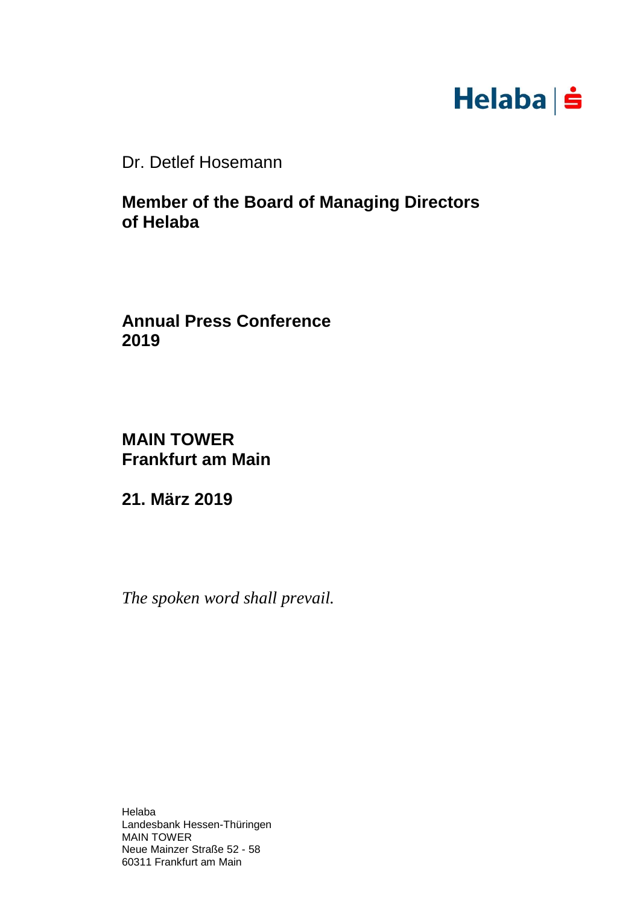Helaba

Dr. Detlef Hosemann

**Member of the Board of Managing Directors of Helaba**

**Annual Press Conference 2019**

**MAIN TOWER**
**Frankfurt am Main**

**21. März 2019**

*The spoken word shall prevail.*

Helaba
Landesbank Hessen-Thüringen
MAIN TOWER
Neue Mainzer Straße 52 - 58
60311 Frankfurt am Main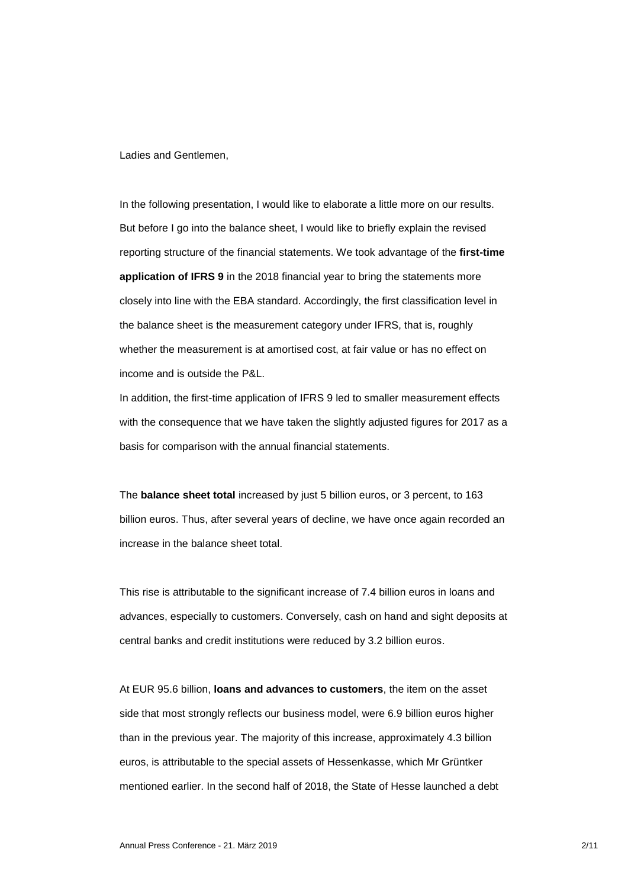Ladies and Gentlemen,

In the following presentation, I would like to elaborate a little more on our results. But before I go into the balance sheet, I would like to briefly explain the revised reporting structure of the financial statements. We took advantage of the **first-time application of IFRS 9** in the 2018 financial year to bring the statements more closely into line with the EBA standard. Accordingly, the first classification level in the balance sheet is the measurement category under IFRS, that is, roughly whether the measurement is at amortised cost, at fair value or has no effect on income and is outside the P&L.

In addition, the first-time application of IFRS 9 led to smaller measurement effects with the consequence that we have taken the slightly adjusted figures for 2017 as a basis for comparison with the annual financial statements.

The **balance sheet total** increased by just 5 billion euros, or 3 percent, to 163 billion euros. Thus, after several years of decline, we have once again recorded an increase in the balance sheet total.

This rise is attributable to the significant increase of 7.4 billion euros in loans and advances, especially to customers. Conversely, cash on hand and sight deposits at central banks and credit institutions were reduced by 3.2 billion euros.

At EUR 95.6 billion, **loans and advances to customers**, the item on the asset side that most strongly reflects our business model, were 6.9 billion euros higher than in the previous year. The majority of this increase, approximately 4.3 billion euros, is attributable to the special assets of Hessenkasse, which Mr Grüntker mentioned earlier. In the second half of 2018, the State of Hesse launched a debt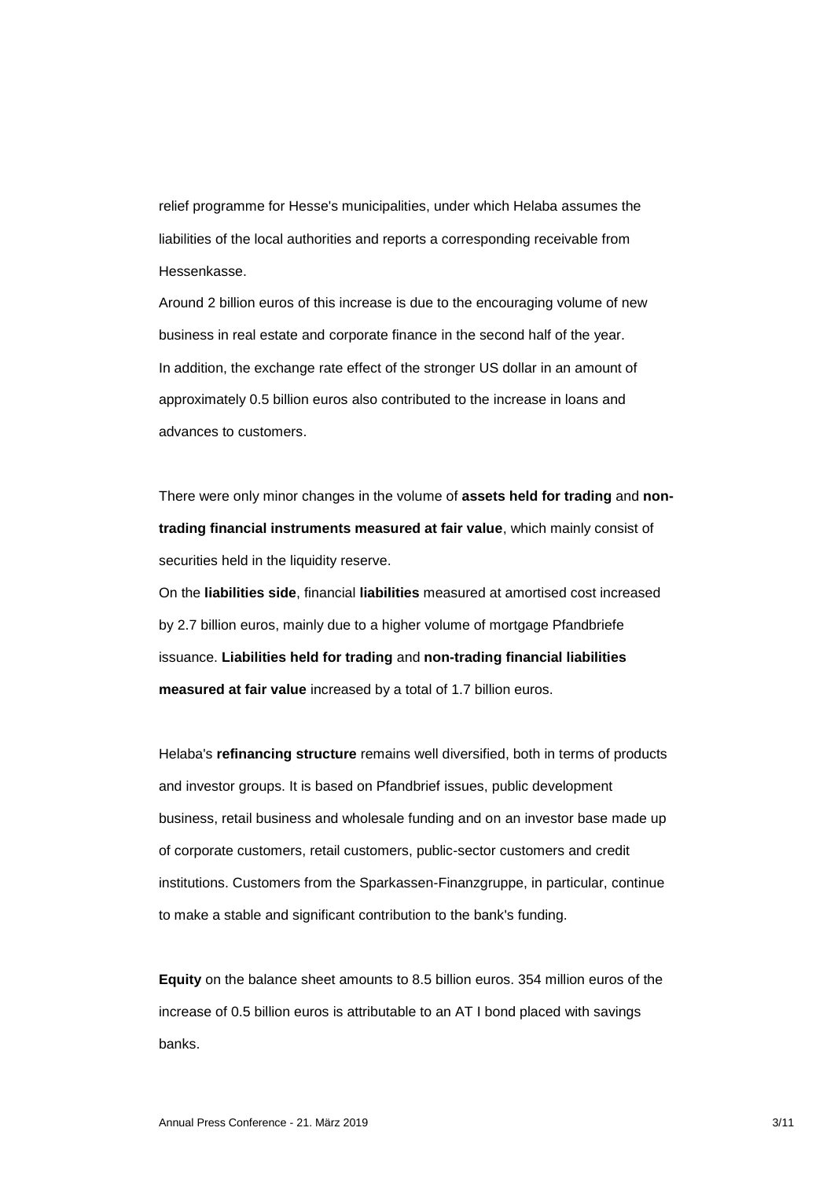relief programme for Hesse's municipalities, under which Helaba assumes the liabilities of the local authorities and reports a corresponding receivable from Hessenkasse.

Around 2 billion euros of this increase is due to the encouraging volume of new business in real estate and corporate finance in the second half of the year. In addition, the exchange rate effect of the stronger US dollar in an amount of approximately 0.5 billion euros also contributed to the increase in loans and advances to customers.

There were only minor changes in the volume of **assets held for trading** and **non-trading financial instruments measured at fair value**, which mainly consist of securities held in the liquidity reserve.

On the **liabilities side**, financial **liabilities** measured at amortised cost increased by 2.7 billion euros, mainly due to a higher volume of mortgage Pfandbriefe issuance. **Liabilities held for trading** and **non-trading financial liabilities measured at fair value** increased by a total of 1.7 billion euros.

Helaba's **refinancing structure** remains well diversified, both in terms of products and investor groups. It is based on Pfandbrief issues, public development business, retail business and wholesale funding and on an investor base made up of corporate customers, retail customers, public-sector customers and credit institutions. Customers from the Sparkassen-Finanzgruppe, in particular, continue to make a stable and significant contribution to the bank's funding.

**Equity** on the balance sheet amounts to 8.5 billion euros. 354 million euros of the increase of 0.5 billion euros is attributable to an AT I bond placed with savings banks.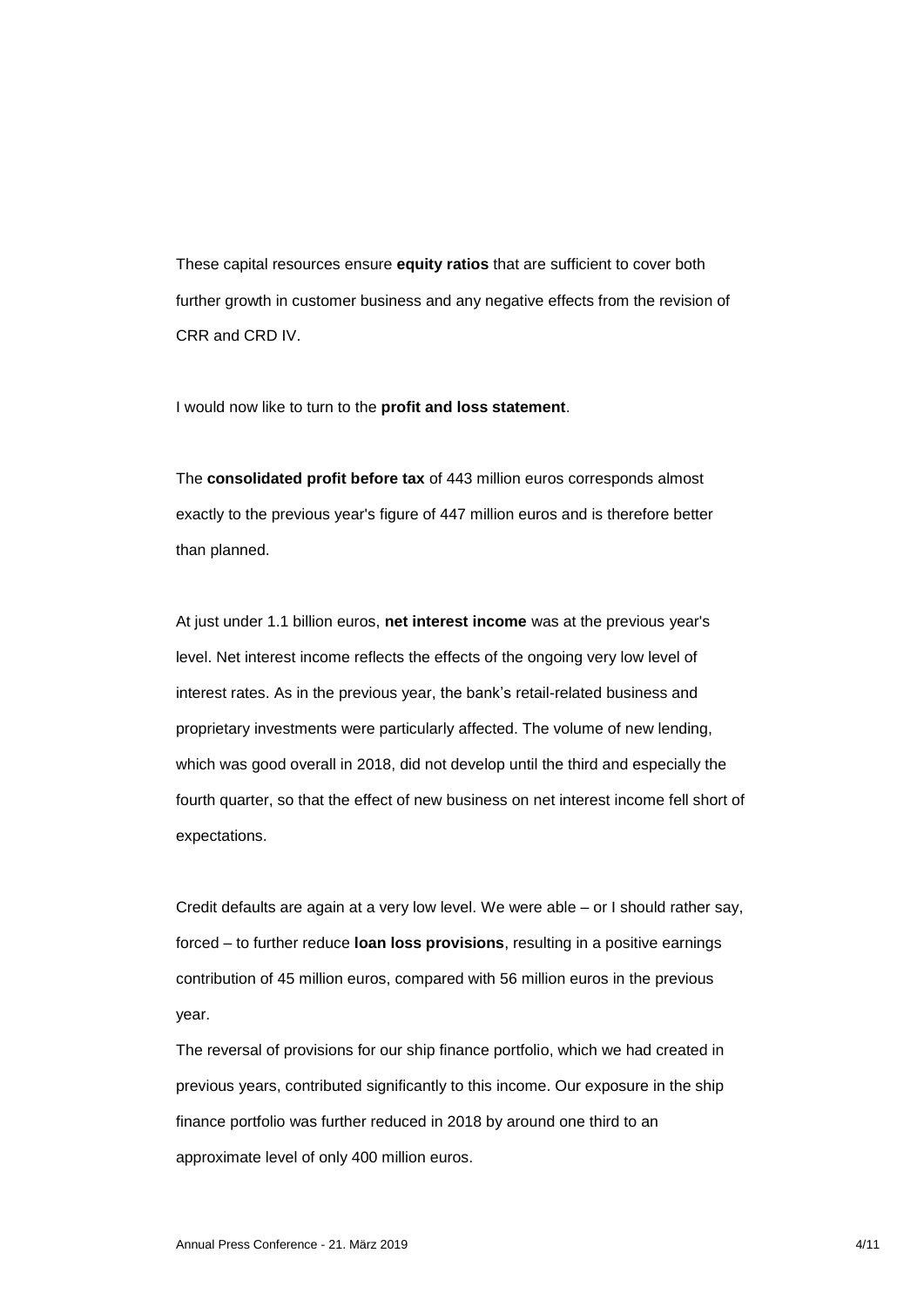These capital resources ensure **equity ratios** that are sufficient to cover both further growth in customer business and any negative effects from the revision of CRR and CRD IV.

I would now like to turn to the **profit and loss statement**.

The **consolidated profit before tax** of 443 million euros corresponds almost exactly to the previous year's figure of 447 million euros and is therefore better than planned.

At just under 1.1 billion euros, **net interest income** was at the previous year's level. Net interest income reflects the effects of the ongoing very low level of interest rates. As in the previous year, the bank's retail-related business and proprietary investments were particularly affected. The volume of new lending, which was good overall in 2018, did not develop until the third and especially the fourth quarter, so that the effect of new business on net interest income fell short of expectations.

Credit defaults are again at a very low level. We were able – or I should rather say, forced – to further reduce **loan loss provisions**, resulting in a positive earnings contribution of 45 million euros, compared with 56 million euros in the previous year.
The reversal of provisions for our ship finance portfolio, which we had created in previous years, contributed significantly to this income. Our exposure in the ship finance portfolio was further reduced in 2018 by around one third to an approximate level of only 400 million euros.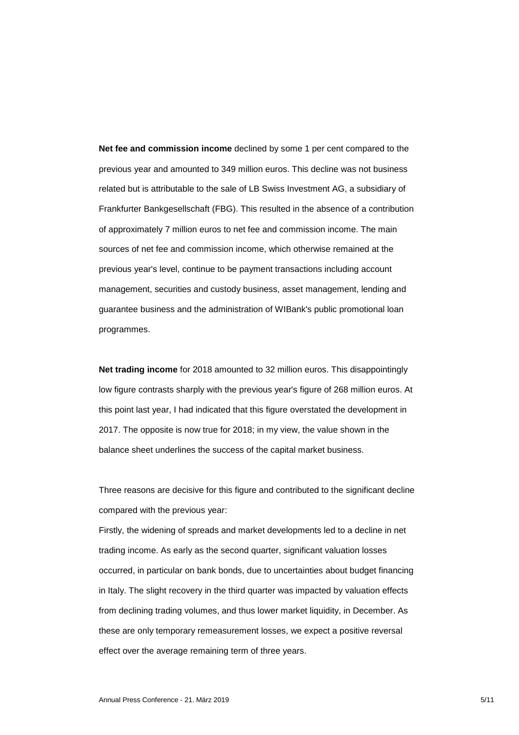**Net fee and commission income** declined by some 1 per cent compared to the previous year and amounted to 349 million euros. This decline was not business related but is attributable to the sale of LB Swiss Investment AG, a subsidiary of Frankfurter Bankgesellschaft (FBG). This resulted in the absence of a contribution of approximately 7 million euros to net fee and commission income. The main sources of net fee and commission income, which otherwise remained at the previous year's level, continue to be payment transactions including account management, securities and custody business, asset management, lending and guarantee business and the administration of WIBank's public promotional loan programmes.

**Net trading income** for 2018 amounted to 32 million euros. This disappointingly low figure contrasts sharply with the previous year's figure of 268 million euros. At this point last year, I had indicated that this figure overstated the development in 2017. The opposite is now true for 2018; in my view, the value shown in the balance sheet underlines the success of the capital market business.

Three reasons are decisive for this figure and contributed to the significant decline compared with the previous year:

Firstly, the widening of spreads and market developments led to a decline in net trading income. As early as the second quarter, significant valuation losses occurred, in particular on bank bonds, due to uncertainties about budget financing in Italy. The slight recovery in the third quarter was impacted by valuation effects from declining trading volumes, and thus lower market liquidity, in December. As these are only temporary remeasurement losses, we expect a positive reversal effect over the average remaining term of three years.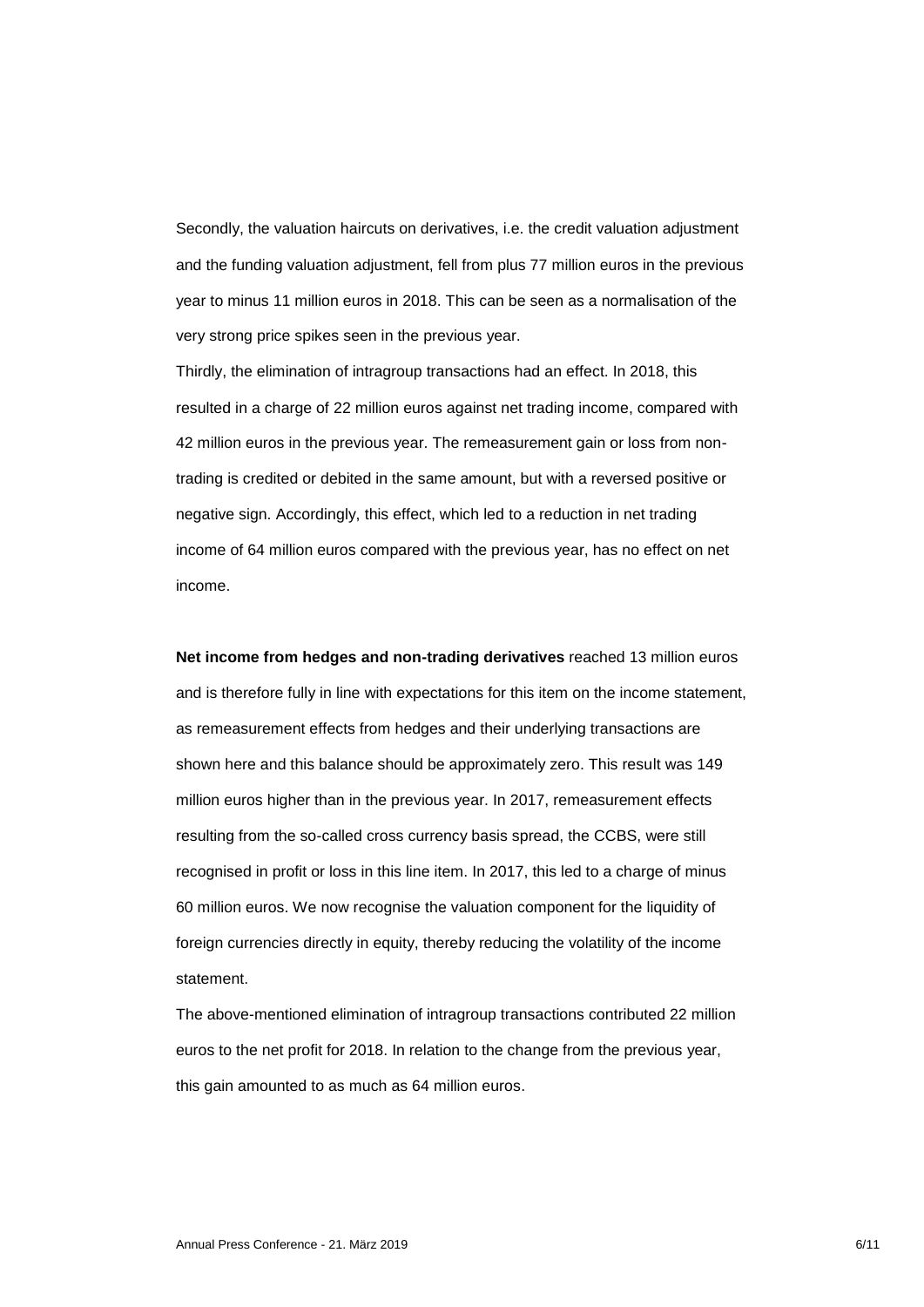Secondly, the valuation haircuts on derivatives, i.e. the credit valuation adjustment and the funding valuation adjustment, fell from plus 77 million euros in the previous year to minus 11 million euros in 2018. This can be seen as a normalisation of the very strong price spikes seen in the previous year.

Thirdly, the elimination of intragroup transactions had an effect. In 2018, this resulted in a charge of 22 million euros against net trading income, compared with 42 million euros in the previous year. The remeasurement gain or loss from non-trading is credited or debited in the same amount, but with a reversed positive or negative sign. Accordingly, this effect, which led to a reduction in net trading income of 64 million euros compared with the previous year, has no effect on net income.

**Net income from hedges and non-trading derivatives** reached 13 million euros and is therefore fully in line with expectations for this item on the income statement, as remeasurement effects from hedges and their underlying transactions are shown here and this balance should be approximately zero. This result was 149 million euros higher than in the previous year. In 2017, remeasurement effects resulting from the so-called cross currency basis spread, the CCBS, were still recognised in profit or loss in this line item. In 2017, this led to a charge of minus 60 million euros. We now recognise the valuation component for the liquidity of foreign currencies directly in equity, thereby reducing the volatility of the income statement.

The above-mentioned elimination of intragroup transactions contributed 22 million euros to the net profit for 2018. In relation to the change from the previous year, this gain amounted to as much as 64 million euros.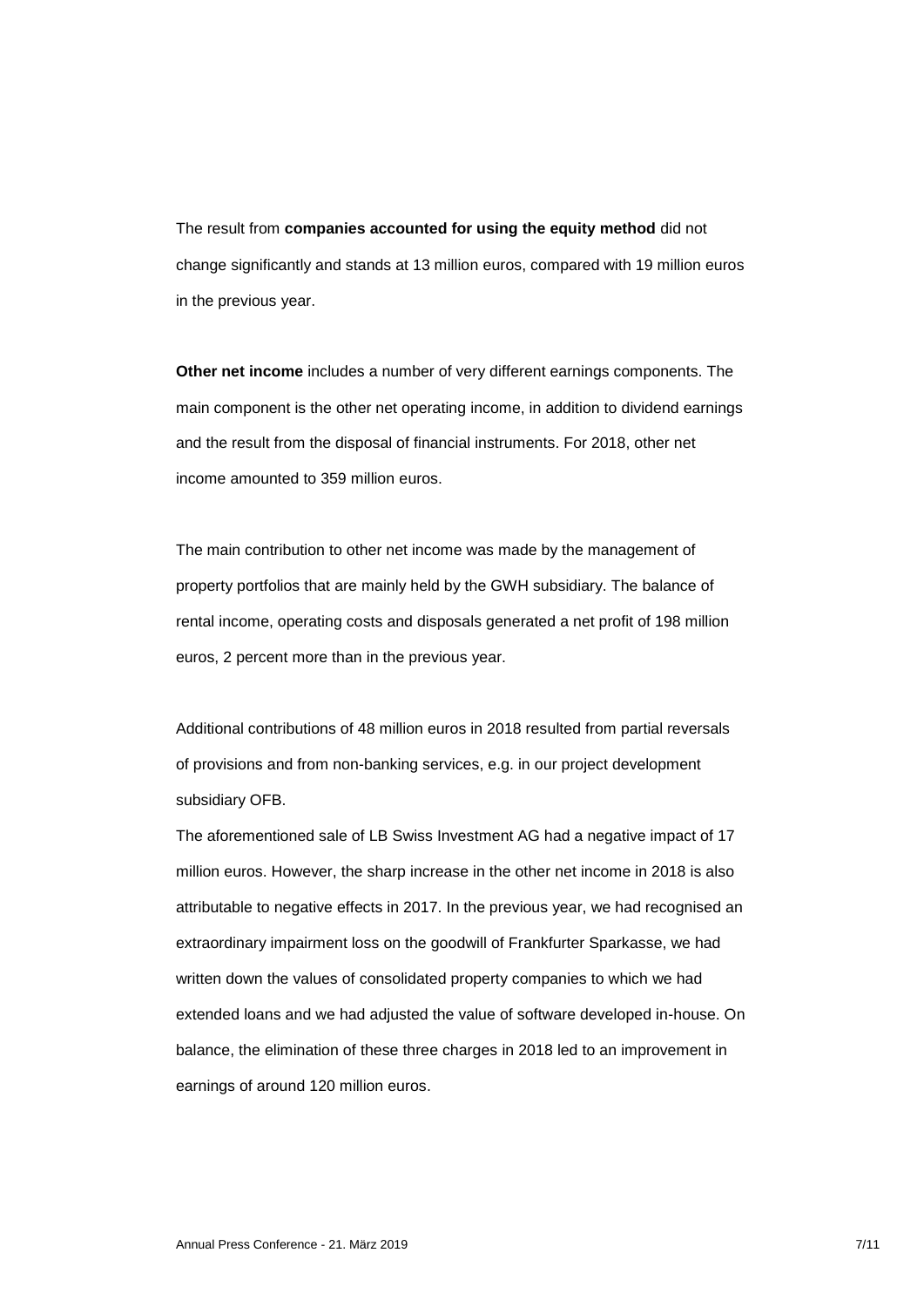The result from **companies accounted for using the equity method** did not change significantly and stands at 13 million euros, compared with 19 million euros in the previous year.

**Other net income** includes a number of very different earnings components. The main component is the other net operating income, in addition to dividend earnings and the result from the disposal of financial instruments. For 2018, other net income amounted to 359 million euros.

The main contribution to other net income was made by the management of property portfolios that are mainly held by the GWH subsidiary. The balance of rental income, operating costs and disposals generated a net profit of 198 million euros, 2 percent more than in the previous year.

Additional contributions of 48 million euros in 2018 resulted from partial reversals of provisions and from non-banking services, e.g. in our project development subsidiary OFB.

The aforementioned sale of LB Swiss Investment AG had a negative impact of 17 million euros. However, the sharp increase in the other net income in 2018 is also attributable to negative effects in 2017. In the previous year, we had recognised an extraordinary impairment loss on the goodwill of Frankfurter Sparkasse, we had written down the values of consolidated property companies to which we had extended loans and we had adjusted the value of software developed in-house. On balance, the elimination of these three charges in 2018 led to an improvement in earnings of around 120 million euros.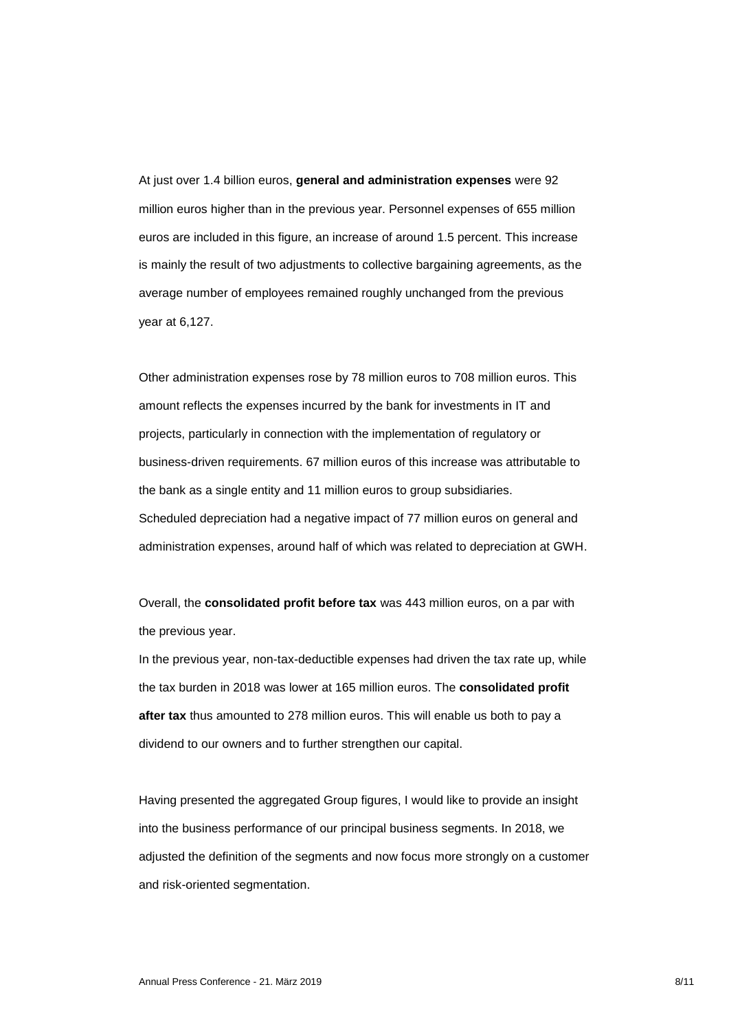At just over 1.4 billion euros, **general and administration expenses** were 92 million euros higher than in the previous year. Personnel expenses of 655 million euros are included in this figure, an increase of around 1.5 percent. This increase is mainly the result of two adjustments to collective bargaining agreements, as the average number of employees remained roughly unchanged from the previous year at 6,127.

Other administration expenses rose by 78 million euros to 708 million euros. This amount reflects the expenses incurred by the bank for investments in IT and projects, particularly in connection with the implementation of regulatory or business-driven requirements. 67 million euros of this increase was attributable to the bank as a single entity and 11 million euros to group subsidiaries. Scheduled depreciation had a negative impact of 77 million euros on general and administration expenses, around half of which was related to depreciation at GWH.

Overall, the **consolidated profit before tax** was 443 million euros, on a par with the previous year.
In the previous year, non-tax-deductible expenses had driven the tax rate up, while the tax burden in 2018 was lower at 165 million euros. The **consolidated profit after tax** thus amounted to 278 million euros. This will enable us both to pay a dividend to our owners and to further strengthen our capital.

Having presented the aggregated Group figures, I would like to provide an insight into the business performance of our principal business segments. In 2018, we adjusted the definition of the segments and now focus more strongly on a customer and risk-oriented segmentation.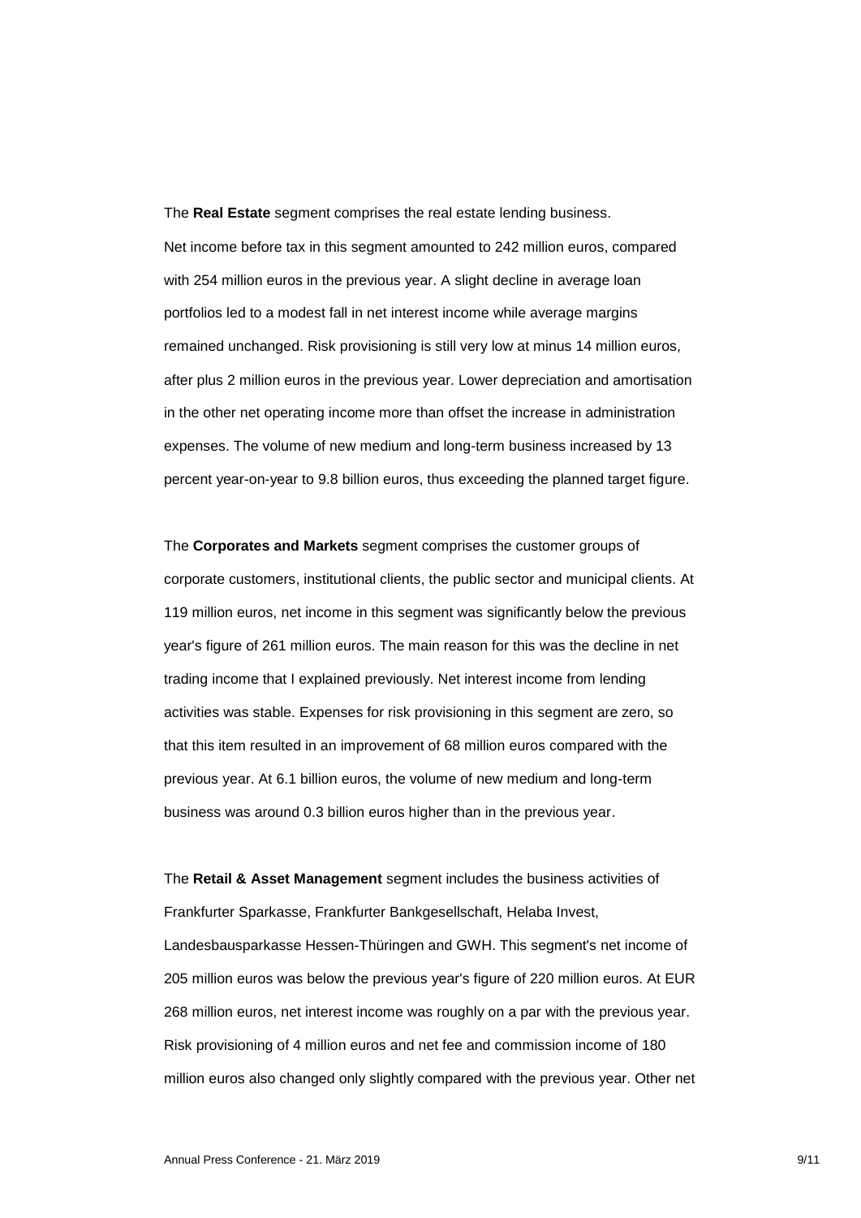The **Real Estate** segment comprises the real estate lending business. Net income before tax in this segment amounted to 242 million euros, compared with 254 million euros in the previous year. A slight decline in average loan portfolios led to a modest fall in net interest income while average margins remained unchanged. Risk provisioning is still very low at minus 14 million euros, after plus 2 million euros in the previous year. Lower depreciation and amortisation in the other net operating income more than offset the increase in administration expenses. The volume of new medium and long-term business increased by 13 percent year-on-year to 9.8 billion euros, thus exceeding the planned target figure.

The **Corporates and Markets** segment comprises the customer groups of corporate customers, institutional clients, the public sector and municipal clients. At 119 million euros, net income in this segment was significantly below the previous year's figure of 261 million euros. The main reason for this was the decline in net trading income that I explained previously. Net interest income from lending activities was stable. Expenses for risk provisioning in this segment are zero, so that this item resulted in an improvement of 68 million euros compared with the previous year. At 6.1 billion euros, the volume of new medium and long-term business was around 0.3 billion euros higher than in the previous year.

The **Retail & Asset Management** segment includes the business activities of Frankfurter Sparkasse, Frankfurter Bankgesellschaft, Helaba Invest, Landesbausparkasse Hessen-Thüringen and GWH. This segment's net income of 205 million euros was below the previous year's figure of 220 million euros. At EUR 268 million euros, net interest income was roughly on a par with the previous year. Risk provisioning of 4 million euros and net fee and commission income of 180 million euros also changed only slightly compared with the previous year. Other net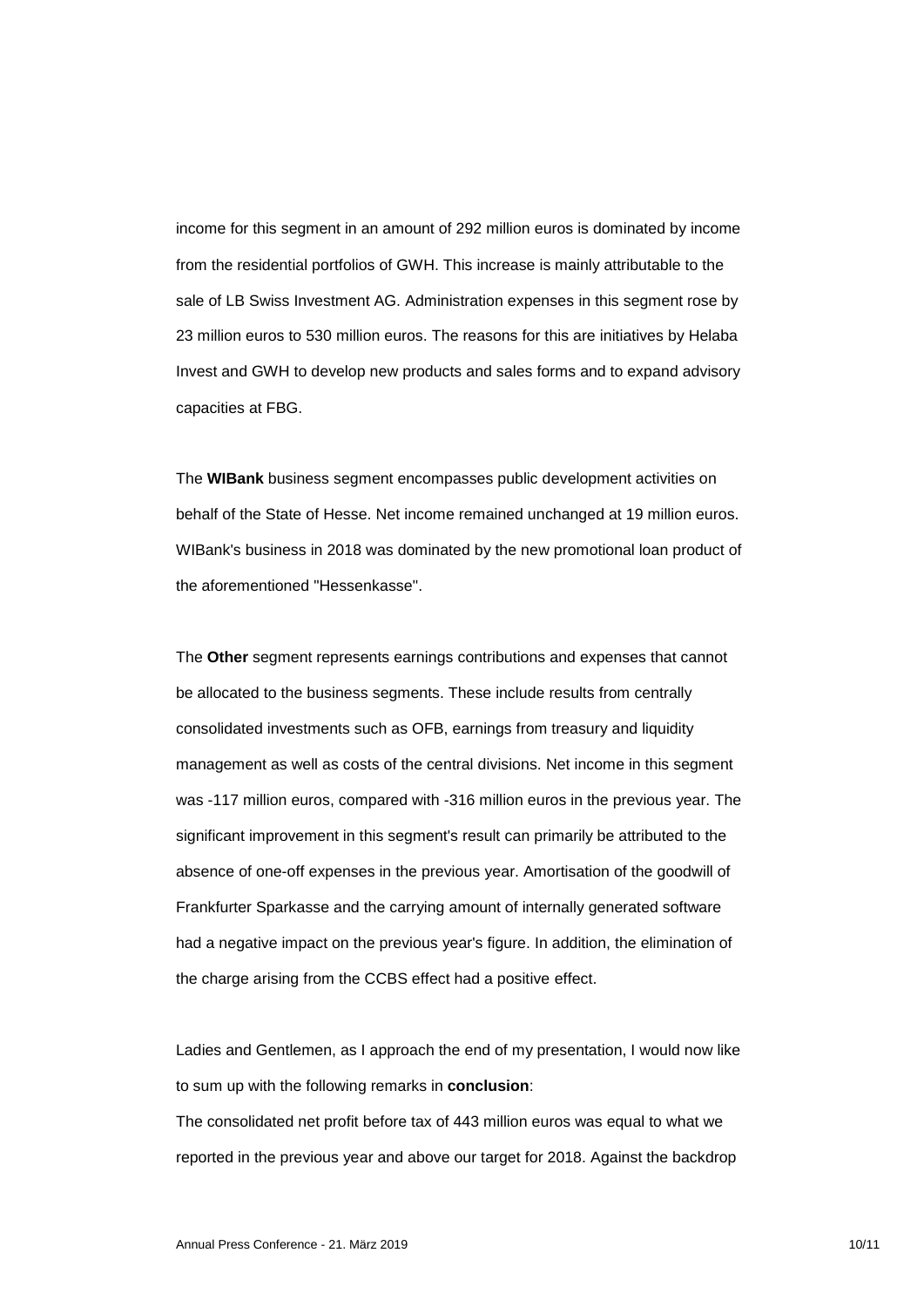income for this segment in an amount of 292 million euros is dominated by income from the residential portfolios of GWH. This increase is mainly attributable to the sale of LB Swiss Investment AG. Administration expenses in this segment rose by 23 million euros to 530 million euros. The reasons for this are initiatives by Helaba Invest and GWH to develop new products and sales forms and to expand advisory capacities at FBG.

The **WIBank** business segment encompasses public development activities on behalf of the State of Hesse. Net income remained unchanged at 19 million euros. WIBank's business in 2018 was dominated by the new promotional loan product of the aforementioned "Hessenkasse".

The **Other** segment represents earnings contributions and expenses that cannot be allocated to the business segments. These include results from centrally consolidated investments such as OFB, earnings from treasury and liquidity management as well as costs of the central divisions. Net income in this segment was -117 million euros, compared with -316 million euros in the previous year. The significant improvement in this segment's result can primarily be attributed to the absence of one-off expenses in the previous year. Amortisation of the goodwill of Frankfurter Sparkasse and the carrying amount of internally generated software had a negative impact on the previous year's figure. In addition, the elimination of the charge arising from the CCBS effect had a positive effect.

Ladies and Gentlemen, as I approach the end of my presentation, I would now like to sum up with the following remarks in **conclusion**:

The consolidated net profit before tax of 443 million euros was equal to what we reported in the previous year and above our target for 2018. Against the backdrop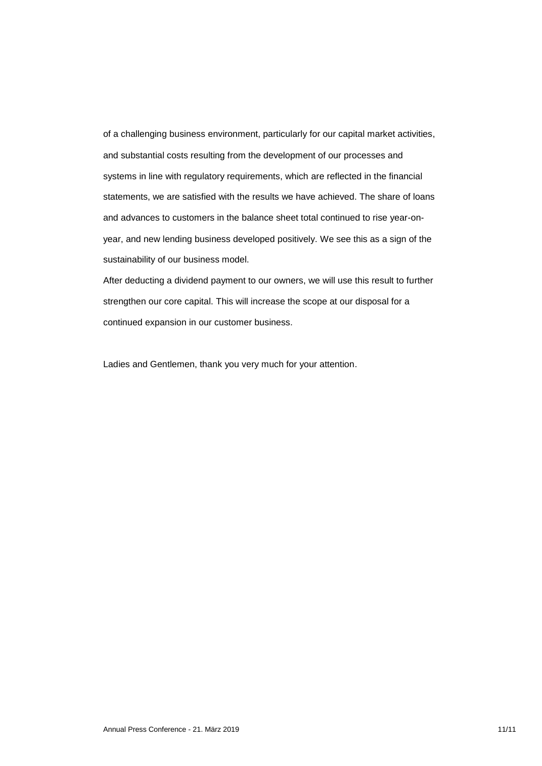of a challenging business environment, particularly for our capital market activities, and substantial costs resulting from the development of our processes and systems in line with regulatory requirements, which are reflected in the financial statements, we are satisfied with the results we have achieved. The share of loans and advances to customers in the balance sheet total continued to rise year-on-year, and new lending business developed positively. We see this as a sign of the sustainability of our business model.

After deducting a dividend payment to our owners, we will use this result to further strengthen our core capital. This will increase the scope at our disposal for a continued expansion in our customer business.

Ladies and Gentlemen, thank you very much for your attention.